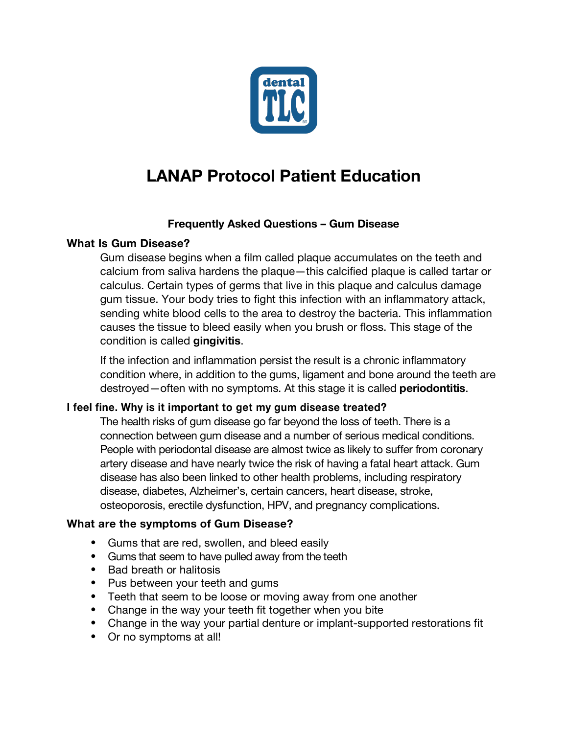# LANAP Protocol Patient Education

## Frequently Asked Questions – Gum Disease

### What Is Gum Disease?

Gum disease begins when a film called plaque accumulates on the teeth and calcium from saliva hardens the plaque—this calcified plaque is called tartar or calculus. Certain types of germs that live in this plaque and calculus damage gum tissue. Your body tries to fight this infection with an inflammatory attack, sending white blood cells to the area to destroy the bacteria. This inflammation causes the tissue to bleed easily when you brush or floss. This stage of the condition is called **gingivitis**.

If the infection and inflammation persist the result is a chronic inflammatory condition where, in addition to the gums, ligament and bone around the teeth are destroyed—often with no symptoms. At this stage it is called **periodontitis**.

### I feel fine. Why is it important to get my gum disease treated?

The health risks of gum disease go far beyond the loss of teeth. There is a connection between gum disease and a number of serious medical conditions. People with periodontal disease are almost twice as likely to suffer from coronary artery disease and have nearly twice the risk of having a fatal heart attack. Gum disease has also been linked to other health problems, including respiratory disease, diabetes, Alzheimer's, certain cancers, heart disease, stroke, osteoporosis, erectile dysfunction, HPV, and pregnancy complications.

### What are the symptoms of Gum Disease?

- Gums that are red, swollen, and bleed easily
- Gums that seem to have pulled away from the teeth
- Bad breath or halitosis
- Pus between your teeth and gums
- Teeth that seem to be loose or moving away from one another
- Change in the way your teeth fit together when you bite
- Change in the way your partial denture or implant-supported restorations fit
- Or no symptoms at all!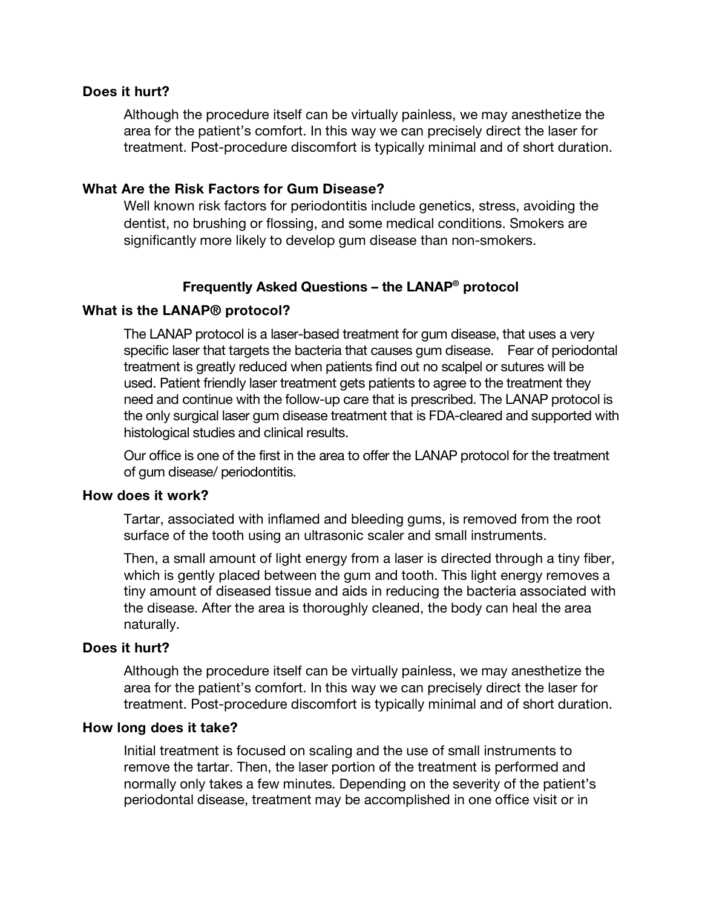### Does it hurt?

Although the procedure itself can be virtually painless, we may anesthetize the area for the patient's comfort. In this way we can precisely direct the laser for treatment. Post-procedure discomfort is typically minimal and of short duration.

### What Are the Risk Factors for Gum Disease?

Well known risk factors for periodontitis include genetics, stress, avoiding the dentist, no brushing or flossing, and some medical conditions. Smokers are significantly more likely to develop gum disease than non-smokers.

## Frequently Asked Questions – the LANAP® protocol

### What is the LANAP® protocol?

The LANAP protocol is a laser-based treatment for gum disease, that uses a very specific laser that targets the bacteria that causes gum disease. Fear of periodontal treatment is greatly reduced when patients find out no scalpel or sutures will be used. Patient friendly laser treatment gets patients to agree to the treatment they need and continue with the follow-up care that is prescribed. The LANAP protocol is the only surgical laser gum disease treatment that is FDA-cleared and supported with histological studies and clinical results.

Our office is one of the first in the area to offer the LANAP protocol for the treatment of gum disease/ periodontitis.

### How does it work?

Tartar, associated with inflamed and bleeding gums, is removed from the root surface of the tooth using an ultrasonic scaler and small instruments.

Then, a small amount of light energy from a laser is directed through a tiny fiber, which is gently placed between the gum and tooth. This light energy removes a tiny amount of diseased tissue and aids in reducing the bacteria associated with the disease. After the area is thoroughly cleaned, the body can heal the area naturally.

### Does it hurt?

Although the procedure itself can be virtually painless, we may anesthetize the area for the patient's comfort. In this way we can precisely direct the laser for treatment. Post-procedure discomfort is typically minimal and of short duration.

### How long does it take?

Initial treatment is focused on scaling and the use of small instruments to remove the tartar. Then, the laser portion of the treatment is performed and normally only takes a few minutes. Depending on the severity of the patient's periodontal disease, treatment may be accomplished in one office visit or in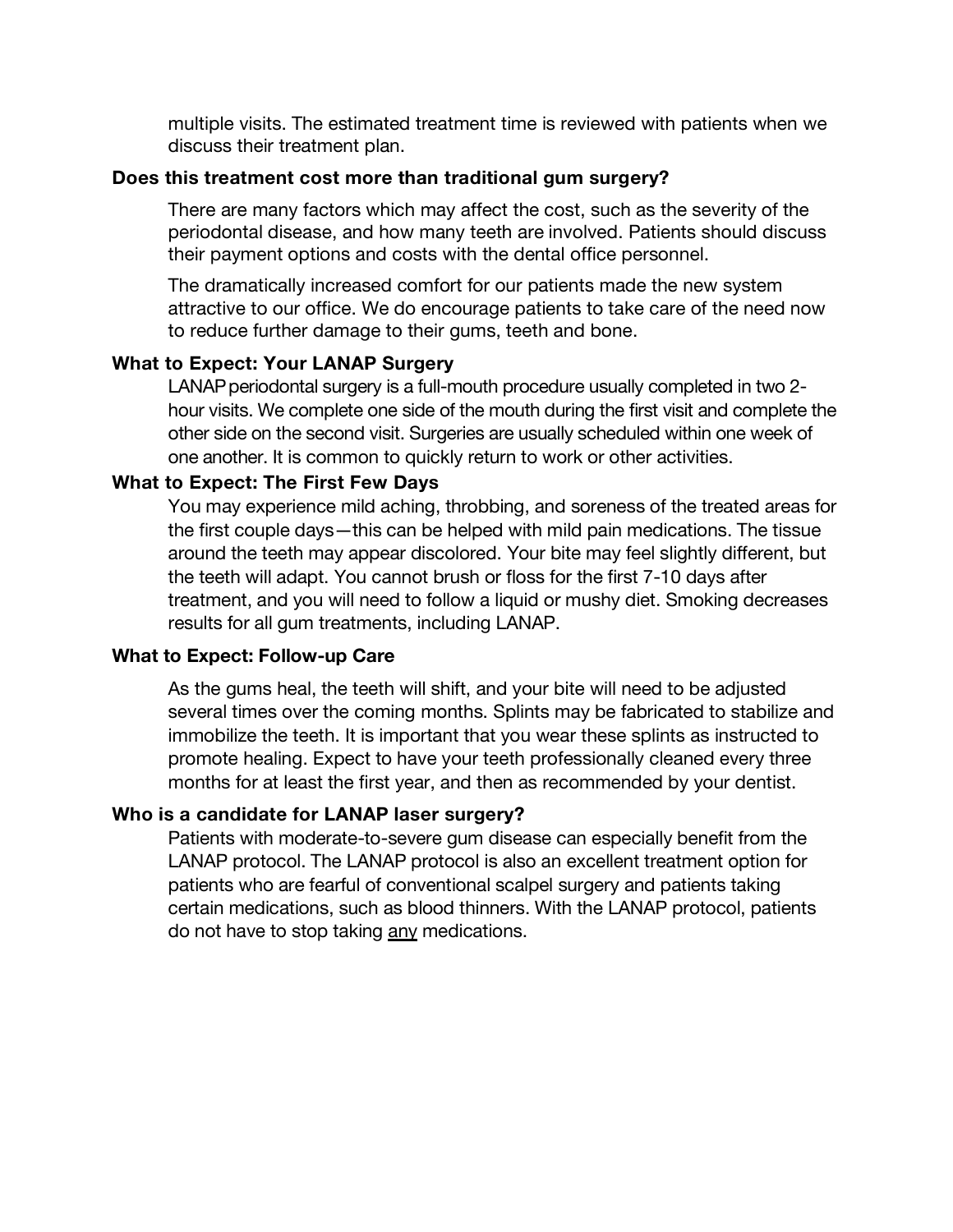multiple visits. The estimated treatment time is reviewed with patients when we discuss their treatment plan.

**Does this treatment cost more than traditional gum surgery?**

There are many factors which may affect the cost, such as the severity of the periodontal disease, and how many teeth are involved. Patients should discuss their payment options and costs with the dental office personnel.

The dramatically increased comfort for our patients made the new system attractive to our office. We do encourage patients to take care of the need now to reduce further damage to their gums, teeth and bone.

**What to Expect: Your LANAP Surgery**

LANAP periodontal surgery is a full-mouth procedure usually completed in two 2-hour visits. We complete one side of the mouth during the first visit and complete the other side on the second visit. Surgeries are usually scheduled within one week of one another. It is common to quickly return to work or other activities.

**What to Expect: The First Few Days**

You may experience mild aching, throbbing, and soreness of the treated areas for the first couple days—this can be helped with mild pain medications. The tissue around the teeth may appear discolored. Your bite may feel slightly different, but the teeth will adapt. You cannot brush or floss for the first 7-10 days after treatment, and you will need to follow a liquid or mushy diet. Smoking decreases results for all gum treatments, including LANAP.

**What to Expect: Follow-up Care**

As the gums heal, the teeth will shift, and your bite will need to be adjusted several times over the coming months. Splints may be fabricated to stabilize and immobilize the teeth. It is important that you wear these splints as instructed to promote healing. Expect to have your teeth professionally cleaned every three months for at least the first year, and then as recommended by your dentist.

**Who is a candidate for LANAP laser surgery?**

Patients with moderate-to-severe gum disease can especially benefit from the LANAP protocol. The LANAP protocol is also an excellent treatment option for patients who are fearful of conventional scalpel surgery and patients taking certain medications, such as blood thinners. With the LANAP protocol, patients do not have to stop taking <u>any</u> medications.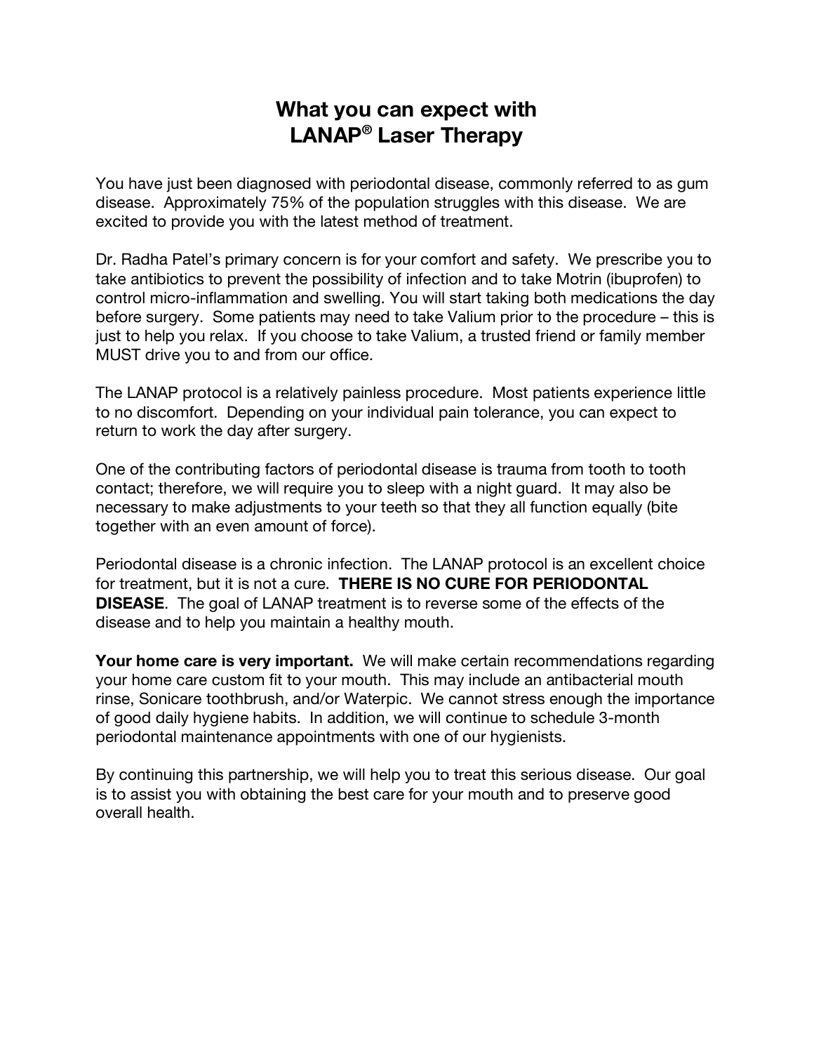# What you can expect with LANAP® Laser Therapy

You have just been diagnosed with periodontal disease, commonly referred to as gum disease. Approximately 75% of the population struggles with this disease. We are excited to provide you with the latest method of treatment.

Dr. Radha Patel's primary concern is for your comfort and safety. We prescribe you to take antibiotics to prevent the possibility of infection and to take Motrin (ibuprofen) to control micro-inflammation and swelling. You will start taking both medications the day before surgery. Some patients may need to take Valium prior to the procedure – this is just to help you relax. If you choose to take Valium, a trusted friend or family member MUST drive you to and from our office.

The LANAP protocol is a relatively painless procedure. Most patients experience little to no discomfort. Depending on your individual pain tolerance, you can expect to return to work the day after surgery.

One of the contributing factors of periodontal disease is trauma from tooth to tooth contact; therefore, we will require you to sleep with a night guard. It may also be necessary to make adjustments to your teeth so that they all function equally (bite together with an even amount of force).

Periodontal disease is a chronic infection. The LANAP protocol is an excellent choice for treatment, but it is not a cure. **THERE IS NO CURE FOR PERIODONTAL DISEASE**. The goal of LANAP treatment is to reverse some of the effects of the disease and to help you maintain a healthy mouth.

**Your home care is very important.** We will make certain recommendations regarding your home care custom fit to your mouth. This may include an antibacterial mouth rinse, Sonicare toothbrush, and/or Waterpic. We cannot stress enough the importance of good daily hygiene habits. In addition, we will continue to schedule 3-month periodontal maintenance appointments with one of our hygienists.

By continuing this partnership, we will help you to treat this serious disease. Our goal is to assist you with obtaining the best care for your mouth and to preserve good overall health.